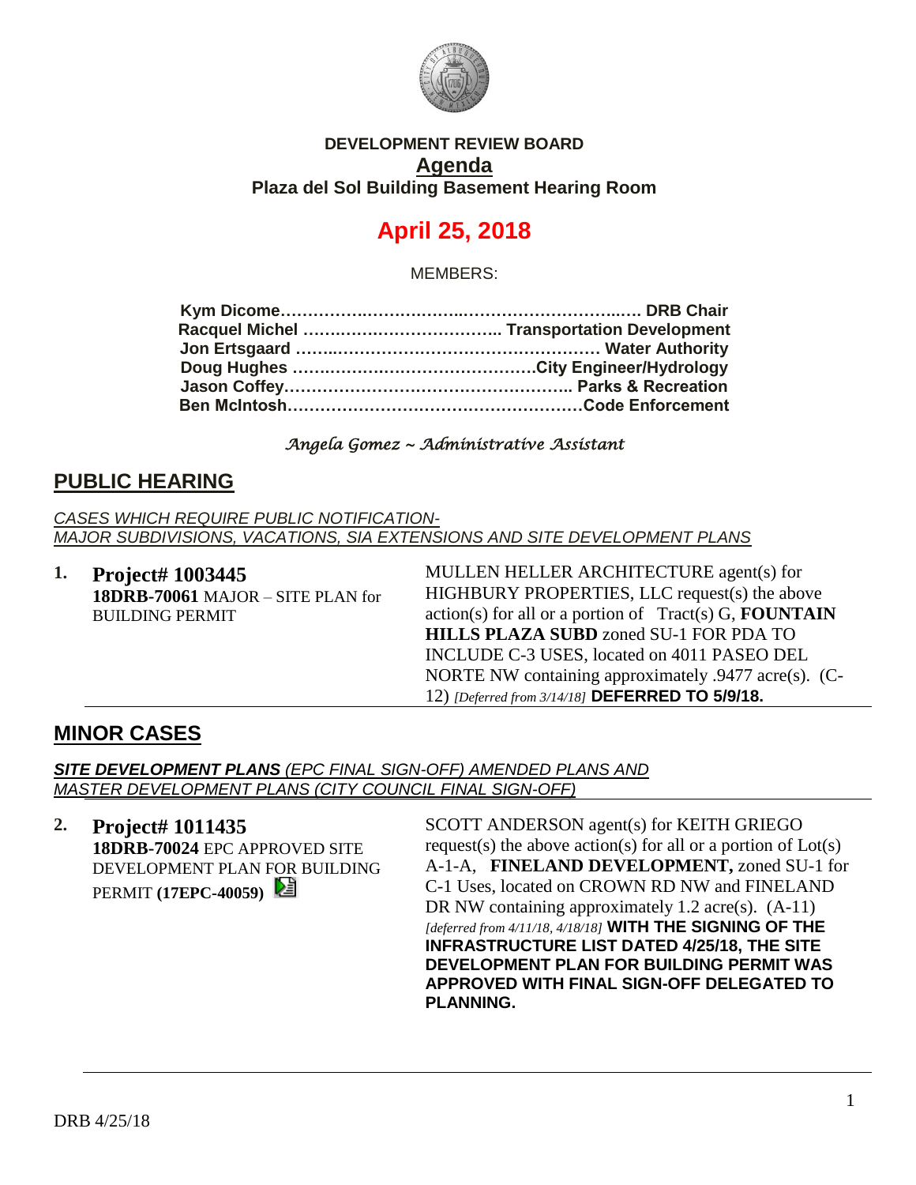**DEVELOPMENT REVIEW BOARD**

**Agenda**

**Plaza del Sol Building Basement Hearing Room**

# April 25, 2018

MEMBERS:

**Kym Dicome…………………………………………………….… DRB Chair**
**Racquel Michel ……………………………….. Transportation Development**
**Jon Ertsgaard ………………………………………………… Water Authority**
**Doug Hughes ……………………………………….City Engineer/Hydrology**
**Jason Coffey……………………………………………….. Parks & Recreation**
**Ben McIntosh………………………………………………Code Enforcement**

*Angela Gomez ~ Administrative Assistant*

## PUBLIC HEARING

*CASES WHICH REQUIRE PUBLIC NOTIFICATION-*
*MAJOR SUBDIVISIONS, VACATIONS, SIA EXTENSIONS AND SITE DEVELOPMENT PLANS*

**1. Project# 1003445**
**18DRB-70061** MAJOR – SITE PLAN for BUILDING PERMIT

MULLEN HELLER ARCHITECTURE agent(s) for HIGHBURY PROPERTIES, LLC request(s) the above action(s) for all or a portion of Tract(s) G, **FOUNTAIN HILLS PLAZA SUBD** zoned SU-1 FOR PDA TO INCLUDE C-3 USES, located on 4011 PASEO DEL NORTE NW containing approximately .9477 acre(s). (C-12) *[Deferred from 3/14/18]* **DEFERRED TO 5/9/18.**

## MINOR CASES

***SITE DEVELOPMENT PLANS*** *(EPC FINAL SIGN-OFF) AMENDED PLANS AND MASTER DEVELOPMENT PLANS (CITY COUNCIL FINAL SIGN-OFF)*

**2. Project# 1011435**
**18DRB-70024** EPC APPROVED SITE DEVELOPMENT PLAN FOR BUILDING PERMIT **(17EPC-40059)**

SCOTT ANDERSON agent(s) for KEITH GRIEGO request(s) the above action(s) for all or a portion of Lot(s) A-1-A, **FINELAND DEVELOPMENT,** zoned SU-1 for C-1 Uses, located on CROWN RD NW and FINELAND DR NW containing approximately 1.2 acre(s). (A-11) *[deferred from 4/11/18, 4/18/18]* **WITH THE SIGNING OF THE INFRASTRUCTURE LIST DATED 4/25/18, THE SITE DEVELOPMENT PLAN FOR BUILDING PERMIT WAS APPROVED WITH FINAL SIGN-OFF DELEGATED TO PLANNING.**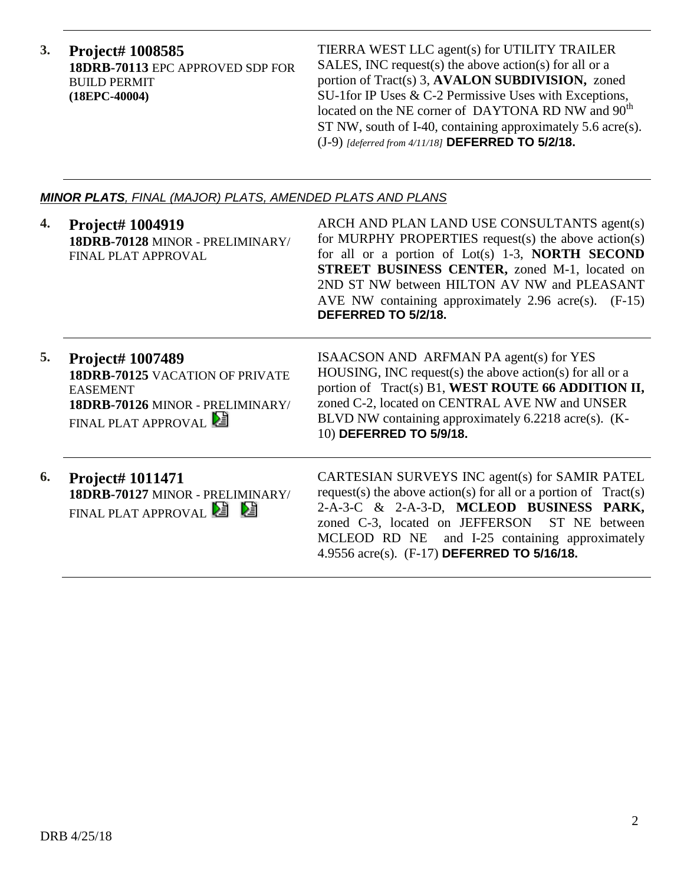**3.** **Project# 1008585**
**18DRB-70113** EPC APPROVED SDP FOR BUILD PERMIT
**(18EPC-40004)**

TIERRA WEST LLC agent(s) for UTILITY TRAILER SALES, INC request(s) the above action(s) for all or a portion of Tract(s) 3, **AVALON SUBDIVISION,** zoned SU-1for IP Uses & C-2 Permissive Uses with Exceptions, located on the NE corner of DAYTONA RD NW and 90th ST NW, south of I-40, containing approximately 5.6 acre(s). (J-9) *[deferred from 4/11/18]* **DEFERRED TO 5/2/18.**

---

***MINOR PLATS**, FINAL (MAJOR) PLATS, AMENDED PLATS AND PLANS*

**4.** **Project# 1004919**
**18DRB-70128** MINOR - PRELIMINARY/ FINAL PLAT APPROVAL

ARCH AND PLAN LAND USE CONSULTANTS agent(s) for MURPHY PROPERTIES request(s) the above action(s) for all or a portion of Lot(s) 1-3, **NORTH SECOND STREET BUSINESS CENTER,** zoned M-1, located on 2ND ST NW between HILTON AV NW and PLEASANT AVE NW containing approximately 2.96 acre(s). (F-15) **DEFERRED TO 5/2/18.**

---

**5.** **Project# 1007489**
**18DRB-70125** VACATION OF PRIVATE EASEMENT
**18DRB-70126** MINOR - PRELIMINARY/ FINAL PLAT APPROVAL

ISAACSON AND ARFMAN PA agent(s) for YES HOUSING, INC request(s) the above action(s) for all or a portion of Tract(s) B1, **WEST ROUTE 66 ADDITION II,** zoned C-2, located on CENTRAL AVE NW and UNSER BLVD NW containing approximately 6.2218 acre(s). (K-10) **DEFERRED TO 5/9/18.**

---

**6.** **Project# 1011471**
**18DRB-70127** MINOR - PRELIMINARY/ FINAL PLAT APPROVAL

CARTESIAN SURVEYS INC agent(s) for SAMIR PATEL request(s) the above action(s) for all or a portion of Tract(s) 2-A-3-C & 2-A-3-D, **MCLEOD BUSINESS PARK,** zoned C-3, located on JEFFERSON ST NE between MCLEOD RD NE and I-25 containing approximately 4.9556 acre(s). (F-17) **DEFERRED TO 5/16/18.**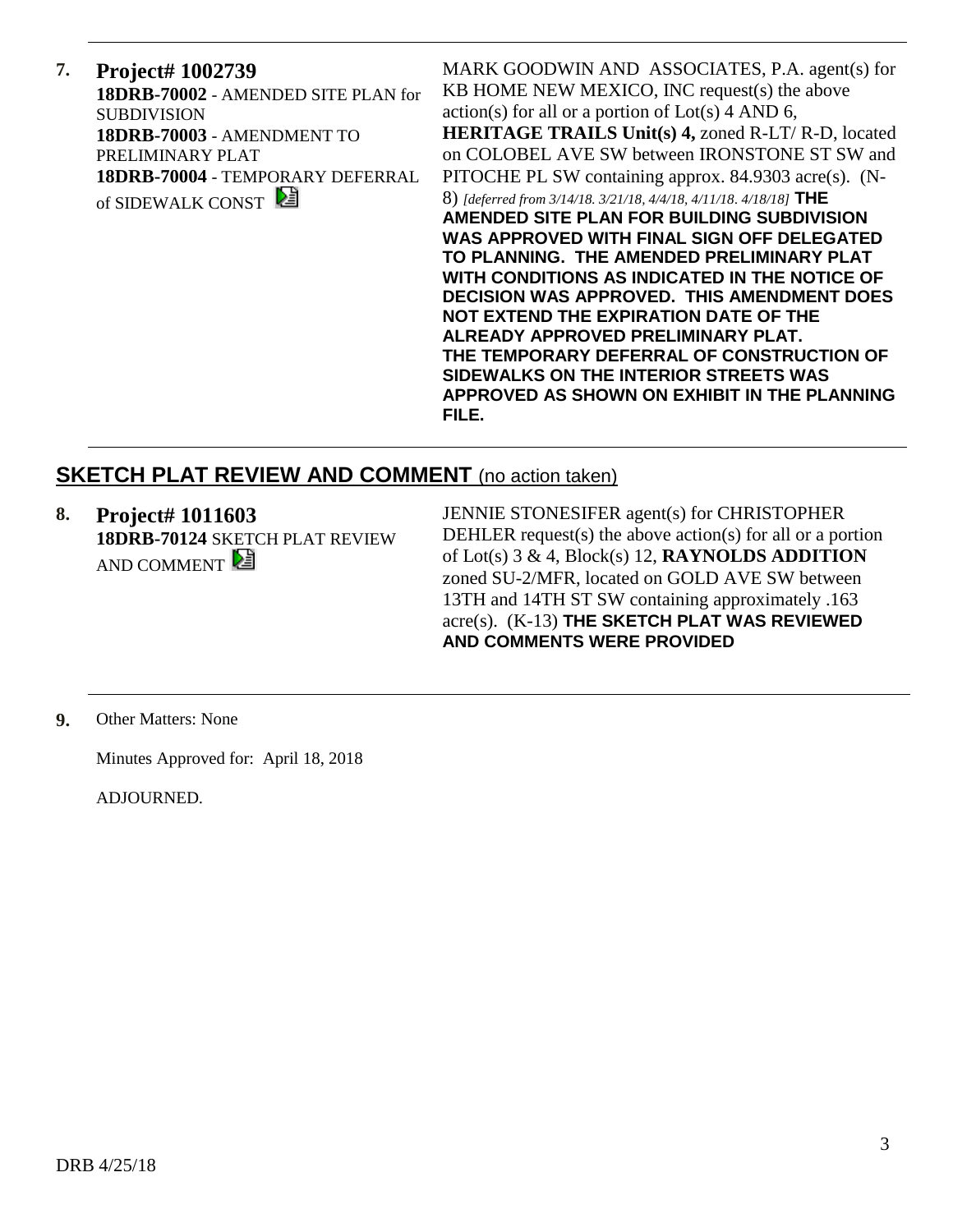**7.** **Project# 1002739**
**18DRB-70002** - AMENDED SITE PLAN for SUBDIVISION
**18DRB-70003** - AMENDMENT TO PRELIMINARY PLAT
**18DRB-70004** - TEMPORARY DEFERRAL of SIDEWALK CONST

MARK GOODWIN AND ASSOCIATES, P.A. agent(s) for KB HOME NEW MEXICO, INC request(s) the above action(s) for all or a portion of Lot(s) 4 AND 6, **HERITAGE TRAILS Unit(s) 4,** zoned R-LT/ R-D, located on COLOBEL AVE SW between IRONSTONE ST SW and PITOCHE PL SW containing approx. 84.9303 acre(s). (N-8) *[deferred from 3/14/18. 3/21/18, 4/4/18, 4/11/18. 4/18/18]* **THE AMENDED SITE PLAN FOR BUILDING SUBDIVISION WAS APPROVED WITH FINAL SIGN OFF DELEGATED TO PLANNING. THE AMENDED PRELIMINARY PLAT WITH CONDITIONS AS INDICATED IN THE NOTICE OF DECISION WAS APPROVED. THIS AMENDMENT DOES NOT EXTEND THE EXPIRATION DATE OF THE ALREADY APPROVED PRELIMINARY PLAT. THE TEMPORARY DEFERRAL OF CONSTRUCTION OF SIDEWALKS ON THE INTERIOR STREETS WAS APPROVED AS SHOWN ON EXHIBIT IN THE PLANNING FILE.**

## SKETCH PLAT REVIEW AND COMMENT (no action taken)

**8.** **Project# 1011603**
**18DRB-70124** SKETCH PLAT REVIEW AND COMMENT

JENNIE STONESIFER agent(s) for CHRISTOPHER DEHLER request(s) the above action(s) for all or a portion of Lot(s) 3 & 4, Block(s) 12, **RAYNOLDS ADDITION** zoned SU-2/MFR, located on GOLD AVE SW between 13TH and 14TH ST SW containing approximately .163 acre(s). (K-13) **THE SKETCH PLAT WAS REVIEWED AND COMMENTS WERE PROVIDED**

**9.** Other Matters: None

Minutes Approved for: April 18, 2018

ADJOURNED.